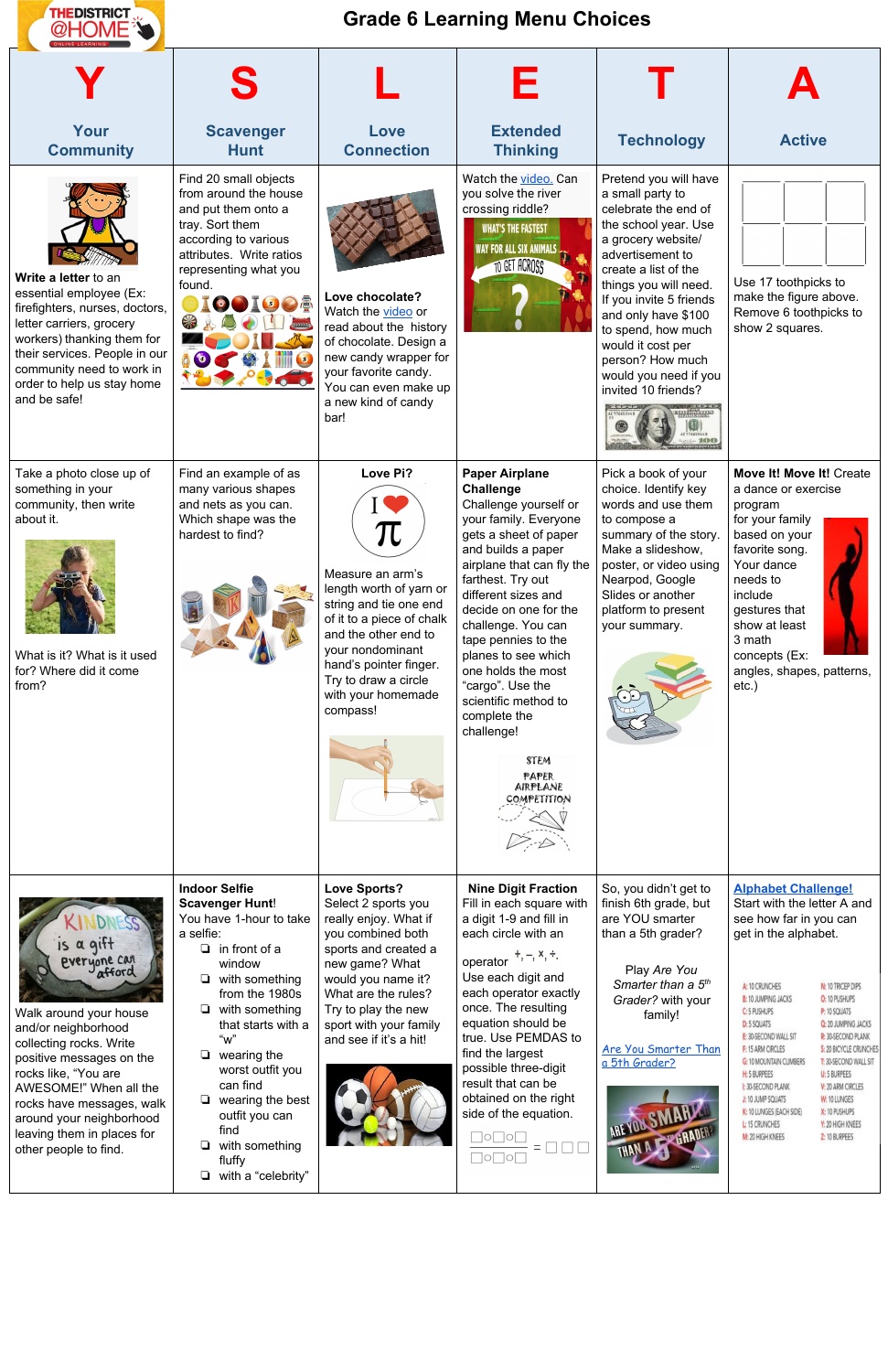# Grade 6 Learning Menu Choices

| Y<br>Your Community | S<br>Scavenger Hunt | L<br>Love Connection | E<br>Extended Thinking | T<br>Technology | A<br>Active |
| --- | --- | --- | --- | --- | --- |
| **Write a letter** to an essential employee (Ex: firefighters, nurses, doctors, letter carriers, grocery workers) thanking them for their services. People in our community need to work in order to help us stay home and be safe! | Find 20 small objects from around the house and put them onto a tray. Sort them according to various attributes. Write ratios representing what you found. | **Love chocolate?** Watch the video or read about the history of chocolate. Design a new candy wrapper for your favorite candy. You can even make up a new kind of candy bar! | Watch the video. Can you solve the river crossing riddle? | Pretend you will have a small party to celebrate the end of the school year. Use a grocery website/ advertisement to create a list of the things you will need. If you invite 5 friends and only have $100 to spend, how much would it cost per person? How much would you need if you invited 10 friends? | Use 17 toothpicks to make the figure above. Remove 6 toothpicks to show 2 squares. |
| Take a photo close up of something in your community, then write about it.<br><br>What is it? What is it used for? Where did it come from? | Find an example of as many various shapes and nets as you can. Which shape was the hardest to find? | **Love Pi?**<br><br>Measure an arm's length worth of yarn or string and tie one end of it to a piece of chalk and the other end to your nondominant hand's pointer finger. Try to draw a circle with your homemade compass! | **Paper Airplane Challenge**<br>Challenge yourself or your family. Everyone gets a sheet of paper and builds a paper airplane that can fly the farthest. Try out different sizes and decide on one for the challenge. You can tape pennies to the planes to see which one holds the most "cargo". Use the scientific method to complete the challenge! | Pick a book of your choice. Identify key words and use them to compose a summary of the story. Make a slideshow, poster, or video using Nearpod, Google Slides or another platform to present your summary. | **Move It! Move It!** Create a dance or exercise program for your family based on your favorite song. Your dance needs to include gestures that show at least 3 math concepts (Ex: angles, shapes, patterns, etc.) |
| Walk around your house and/or neighborhood collecting rocks. Write positive messages on the rocks like, "You are AWESOME!" When all the rocks have messages, walk around your neighborhood leaving them in places for other people to find. | **Indoor Selfie Scavenger Hunt!**<br>You have 1-hour to take a selfie:<br>❑ in front of a window<br>❑ with something from the 1980s<br>❑ with something that starts with a "w"<br>❑ wearing the worst outfit you can find<br>❑ wearing the best outfit you can find<br>❑ with something fluffy<br>❑ with a "celebrity" | **Love Sports?**<br>Select 2 sports you really enjoy. What if you combined both sports and created a new game? What would you name it? What are the rules? Try to play the new sport with your family and see if it's a hit! | **Nine Digit Fraction**<br>Fill in each square with a digit 1-9 and fill in each circle with an operator +, −, ×, ÷. Use each digit and each operator exactly once. The resulting equation should be true. Use PEMDAS to find the largest possible three-digit result that can be obtained on the right side of the equation.<br><br>$\frac{\square \circ \square \circ \square}{\square \circ \square \circ \square} = \square\square\square$ | So, you didn't get to finish 6th grade, but are YOU smarter than a 5th grader?<br><br>Play *Are You Smarter than a 5th Grader?* with your family!<br><br>Are You Smarter Than a 5th Grader? | **Alphabet Challenge!**<br>Start with the letter A and see how far in you can get in the alphabet.<br><br>A: 10 CRUNCHES<br>B: 10 JUMPING JACKS<br>C: 5 PUSHUPS<br>D: 5 SQUATS<br>E: 30-SECOND WALL SIT<br>F: 15 ARM CIRCLES<br>G: 10 MOUNTAIN CLIMBERS<br>H: 5 BURPEES<br>I: 30-SECOND PLANK<br>J: 10 JUMP SQUATS<br>K: 10 LUNGES (EACH SIDE)<br>L: 15 CRUNCHES<br>M: 20 HIGH KNEES<br>N: 10 TRICEP DIPS<br>O: 10 PUSHUPS<br>P: 10 SQUATS<br>Q: 20 JUMPING JACKS<br>R: 30-SECOND PLANK<br>S: 20 BICYCLE CRUNCHES<br>T: 30-SECOND WALL SIT<br>U: 5 BURPEES<br>V: 20 ARM CIRCLES<br>W: 10 LUNGES<br>X: 10 PUSHUPS<br>Y: 20 HIGH KNEES<br>Z: 10 BURPEES |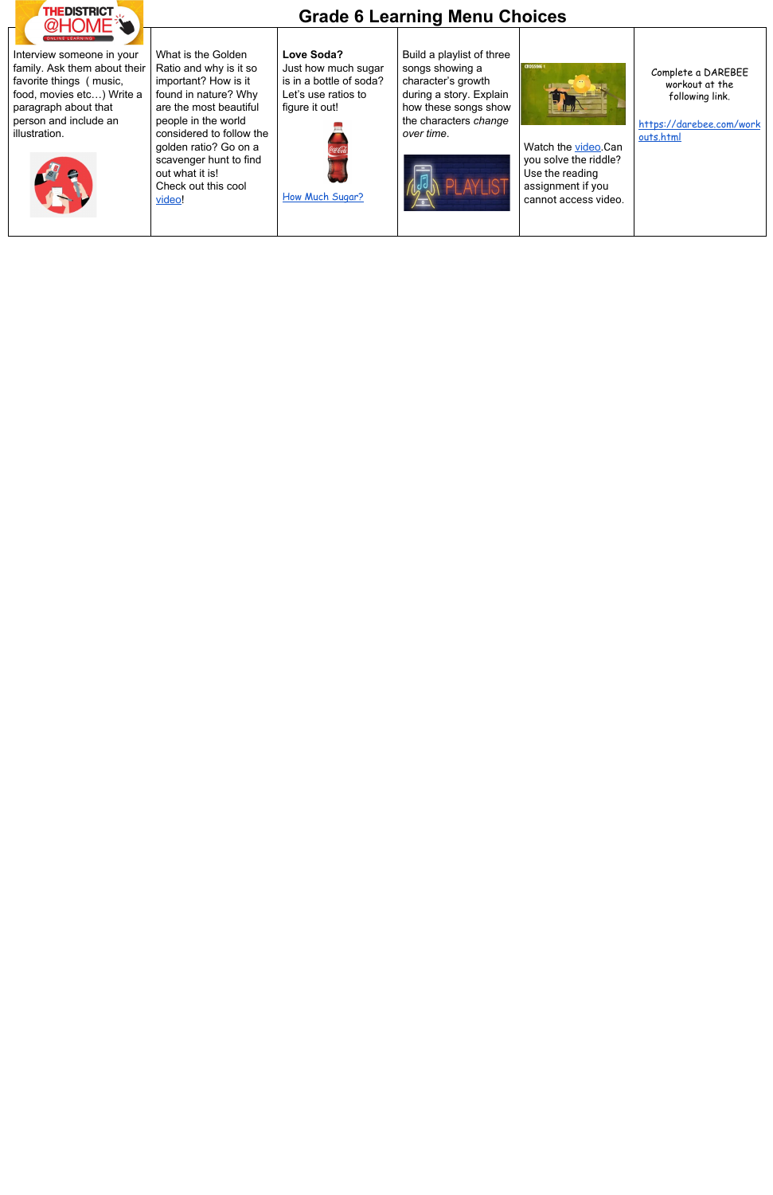# Grade 6 Learning Menu Choices

| | | | | | |
|---|---|---|---|---|---|
| Interview someone in your family. Ask them about their favorite things ( music, food, movies etc…) Write a paragraph about that person and include an illustration. | What is the Golden Ratio and why is it so important? How is it found in nature? Why are the most beautiful people in the world considered to follow the golden ratio? Go on a scavenger hunt to find out what it is! Check out this cool video! | **Love Soda?** Just how much sugar is in a bottle of soda? Let's use ratios to figure it out! How Much Sugar? | Build a playlist of three songs showing a character's growth during a story. Explain how these songs show the characters *change over time*. | Watch the video.Can you solve the riddle? Use the reading assignment if you cannot access video. | Complete a DAREBEE workout at the following link. https://darebee.com/workouts.html |